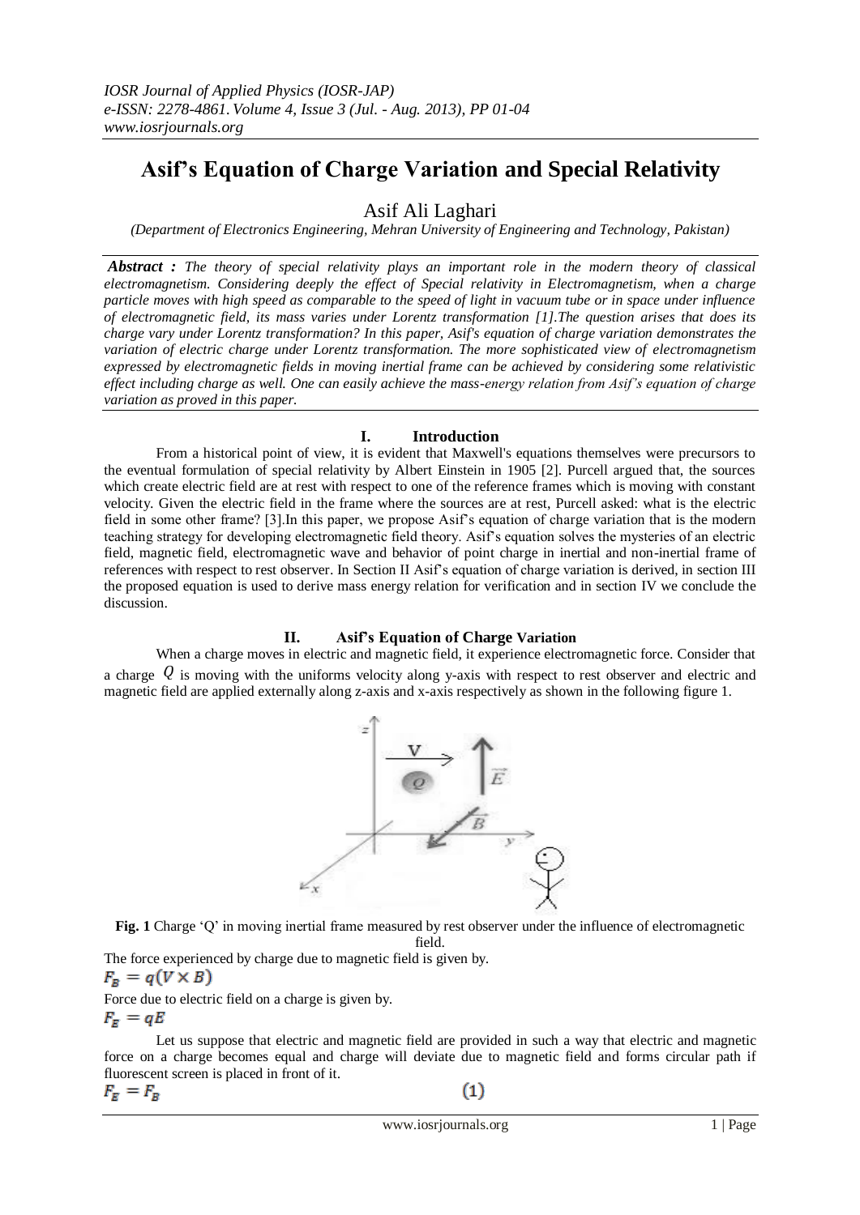# Asif's Equation of Charge Variation and Special Relativity

Asif Ali Laghari

*(Department of Electronics Engineering, Mehran University of Engineering and Technology, Pakistan)*

***Abstract :*** *The theory of special relativity plays an important role in the modern theory of classical electromagnetism. Considering deeply the effect of Special relativity in Electromagnetism, when a charge particle moves with high speed as comparable to the speed of light in vacuum tube or in space under influence of electromagnetic field, its mass varies under Lorentz transformation [1].The question arises that does its charge vary under Lorentz transformation? In this paper, Asif's equation of charge variation demonstrates the variation of electric charge under Lorentz transformation. The more sophisticated view of electromagnetism expressed by electromagnetic fields in moving inertial frame can be achieved by considering some relativistic effect including charge as well. One can easily achieve the mass-energy relation from Asif's equation of charge variation as proved in this paper.*

## I. Introduction

From a historical point of view, it is evident that Maxwell's equations themselves were precursors to the eventual formulation of special relativity by Albert Einstein in 1905 [2]. Purcell argued that, the sources which create electric field are at rest with respect to one of the reference frames which is moving with constant velocity. Given the electric field in the frame where the sources are at rest, Purcell asked: what is the electric field in some other frame? [3].In this paper, we propose Asif's equation of charge variation that is the modern teaching strategy for developing electromagnetic field theory. Asif's equation solves the mysteries of an electric field, magnetic field, electromagnetic wave and behavior of point charge in inertial and non-inertial frame of references with respect to rest observer. In Section II Asif's equation of charge variation is derived, in section III the proposed equation is used to derive mass energy relation for verification and in section IV we conclude the discussion.

## II. Asif's Equation of Charge Variation

When a charge moves in electric and magnetic field, it experience electromagnetic force. Consider that a charge $Q$ is moving with the uniforms velocity along y-axis with respect to rest observer and electric and magnetic field are applied externally along z-axis and x-axis respectively as shown in the following figure 1.

**Fig. 1** Charge 'Q' in moving inertial frame measured by rest observer under the influence of electromagnetic field.

The force experienced by charge due to magnetic field is given by.

$$F_B = q(V \times B)$$

Force due to electric field on a charge is given by.

$$F_E = qE$$

Let us suppose that electric and magnetic field are provided in such a way that electric and magnetic force on a charge becomes equal and charge will deviate due to magnetic field and forms circular path if fluorescent screen is placed in front of it.

$$F_E = F_B \tag{1}$$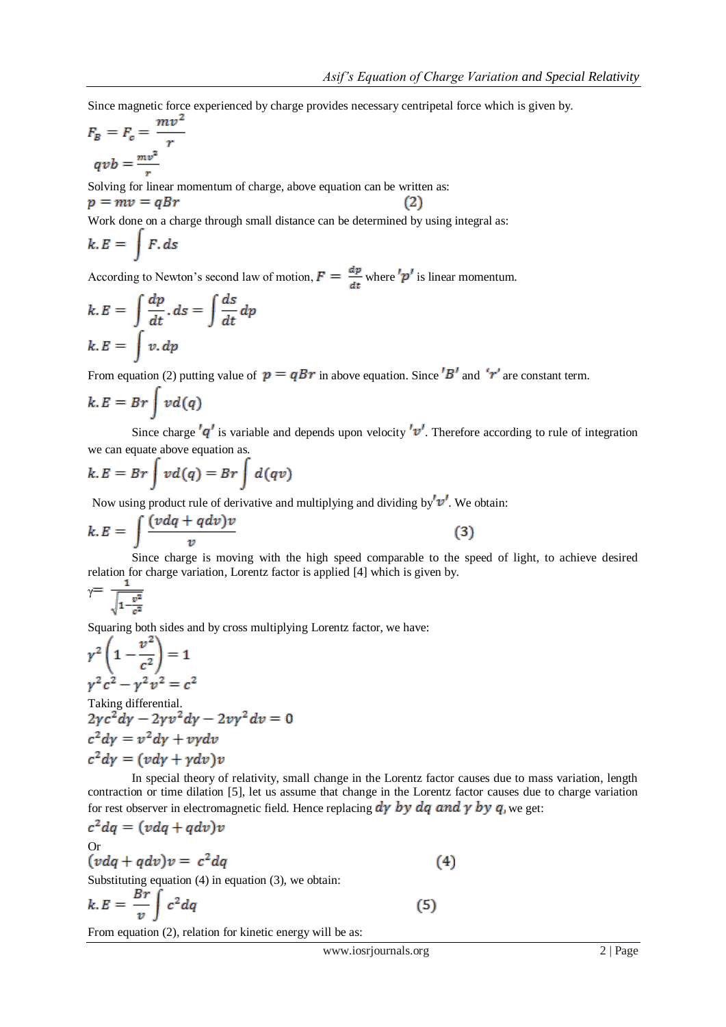Since magnetic force experienced by charge provides necessary centripetal force which is given by.

$$F_B = F_c = \frac{mv^2}{r}$$

$$qvb = \frac{mv^2}{r}$$

Solving for linear momentum of charge, above equation can be written as:

$$p = mv = qBr \qquad (2)$$

Work done on a charge through small distance can be determined by using integral as:

$$k.E = \int F.ds$$

According to Newton's second law of motion, $F = \frac{dp}{dt}$ where $'p'$ is linear momentum.

$$k.E = \int \frac{dp}{dt}.ds = \int \frac{ds}{dt}dp$$

$$k.E = \int v.dp$$

From equation (2) putting value of $p = qBr$ in above equation. Since $'B'$ and $'r'$ are constant term.

$$k.E = Br\int vd(q)$$

Since charge $'q'$ is variable and depends upon velocity $'v'$. Therefore according to rule of integration we can equate above equation as.

$$k.E = Br\int vd(q) = Br\int d(qv)$$

Now using product rule of derivative and multiplying and dividing by $'v'$. We obtain:

$$k.E = \int \frac{(vdq + qdv)v}{v} \qquad (3)$$

Since charge is moving with the high speed comparable to the speed of light, to achieve desired relation for charge variation, Lorentz factor is applied [4] which is given by.

$$\gamma = \frac{1}{\sqrt{1-\frac{v^2}{c^2}}}$$

Squaring both sides and by cross multiplying Lorentz factor, we have:

$$\gamma^2\left(1 - \frac{v^2}{c^2}\right) = 1$$

$$\gamma^2c^2 - \gamma^2v^2 = c^2$$

Taking differential.

$$2\gamma c^2 d\gamma - 2\gamma v^2 d\gamma - 2v\gamma^2 dv = 0$$

$$c^2 d\gamma = v^2 d\gamma + v\gamma dv$$

$$c^2 d\gamma = (vd\gamma + \gamma dv)v$$

In special theory of relativity, small change in the Lorentz factor causes due to mass variation, length contraction or time dilation [5], let us assume that change in the Lorentz factor causes due to charge variation for rest observer in electromagnetic field. Hence replacing $d\gamma$ by $dq$ and $\gamma$ by $q$, we get:

$$c^2dq = (vdq + qdv)v$$

Or

$$(vdq + qdv)v = c^2dq \qquad (4)$$

Substituting equation (4) in equation (3), we obtain:

$$k.E = \frac{Br}{v}\int c^2dq \qquad (5)$$

From equation (2), relation for kinetic energy will be as: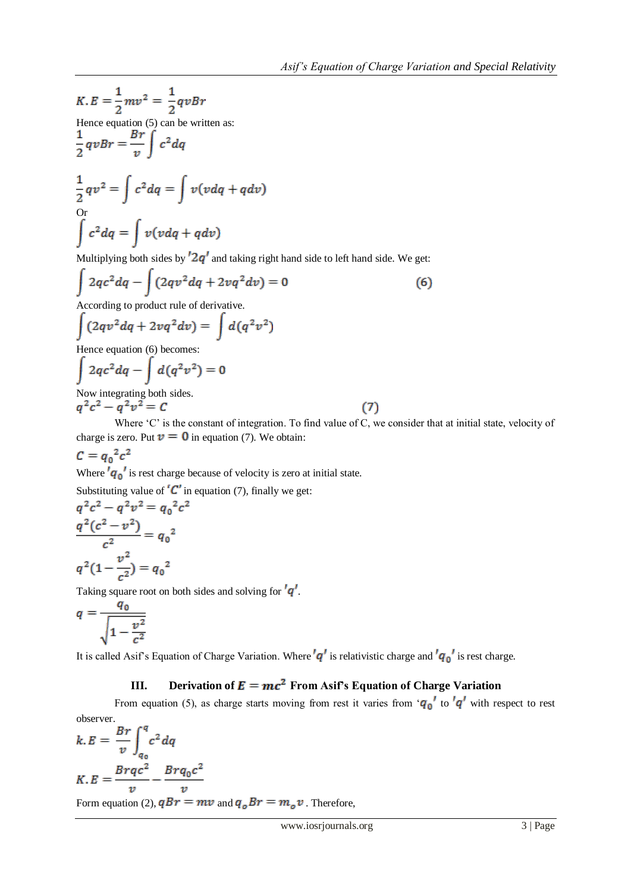$$K.E = \frac{1}{2}mv^2 = \frac{1}{2}qvBr$$

Hence equation (5) can be written as:

$$\frac{1}{2}qvBr = \frac{Br}{v}\int c^2 dq$$

$$\frac{1}{2}qv^2 = \int c^2 dq = \int v(vdq + qdv)$$

Or

$$\int c^2 dq = \int v(vdq + qdv)$$

Multiplying both sides by '$2q$' and taking right hand side to left hand side. We get:

$$\int 2qc^2 dq - \int (2qv^2 dq + 2vq^2 dv) = 0 \qquad (6)$$

According to product rule of derivative.

$$\int (2qv^2 dq + 2vq^2 dv) = \int d(q^2v^2)$$

Hence equation (6) becomes:

$$\int 2qc^2 dq - \int d(q^2v^2) = 0$$

Now integrating both sides.

$$q^2c^2 - q^2v^2 = C \qquad (7)$$

Where 'C' is the constant of integration. To find value of C, we consider that at initial state, velocity of charge is zero. Put $v = 0$ in equation (7). We obtain:

$$C = {q_0}^2c^2$$

Where '$q_0$' is rest charge because of velocity is zero at initial state.

Substituting value of '$C$' in equation (7), finally we get:

$$q^2c^2 - q^2v^2 = {q_0}^2c^2$$

$$\frac{q^2(c^2 - v^2)}{c^2} = {q_0}^2$$

$$q^2\left(1 - \frac{v^2}{c^2}\right) = {q_0}^2$$

Taking square root on both sides and solving for '$q$'.

$$q = \frac{q_0}{\sqrt{1 - \frac{v^2}{c^2}}}$$

It is called Asif's Equation of Charge Variation. Where '$q$' is relativistic charge and '$q_0$' is rest charge.

## III. Derivation of $E = mc^2$ From Asif's Equation of Charge Variation

From equation (5), as charge starts moving from rest it varies from '$q_0$' to '$q$' with respect to rest observer.

$$k.E = \frac{Br}{v}\int_{q_0}^{q} c^2 dq$$

$$K.E = \frac{Brqc^2}{v} - \frac{Brq_0c^2}{v}$$

Form equation (2), $qBr = mv$ and $q_oBr = m_ov$ . Therefore,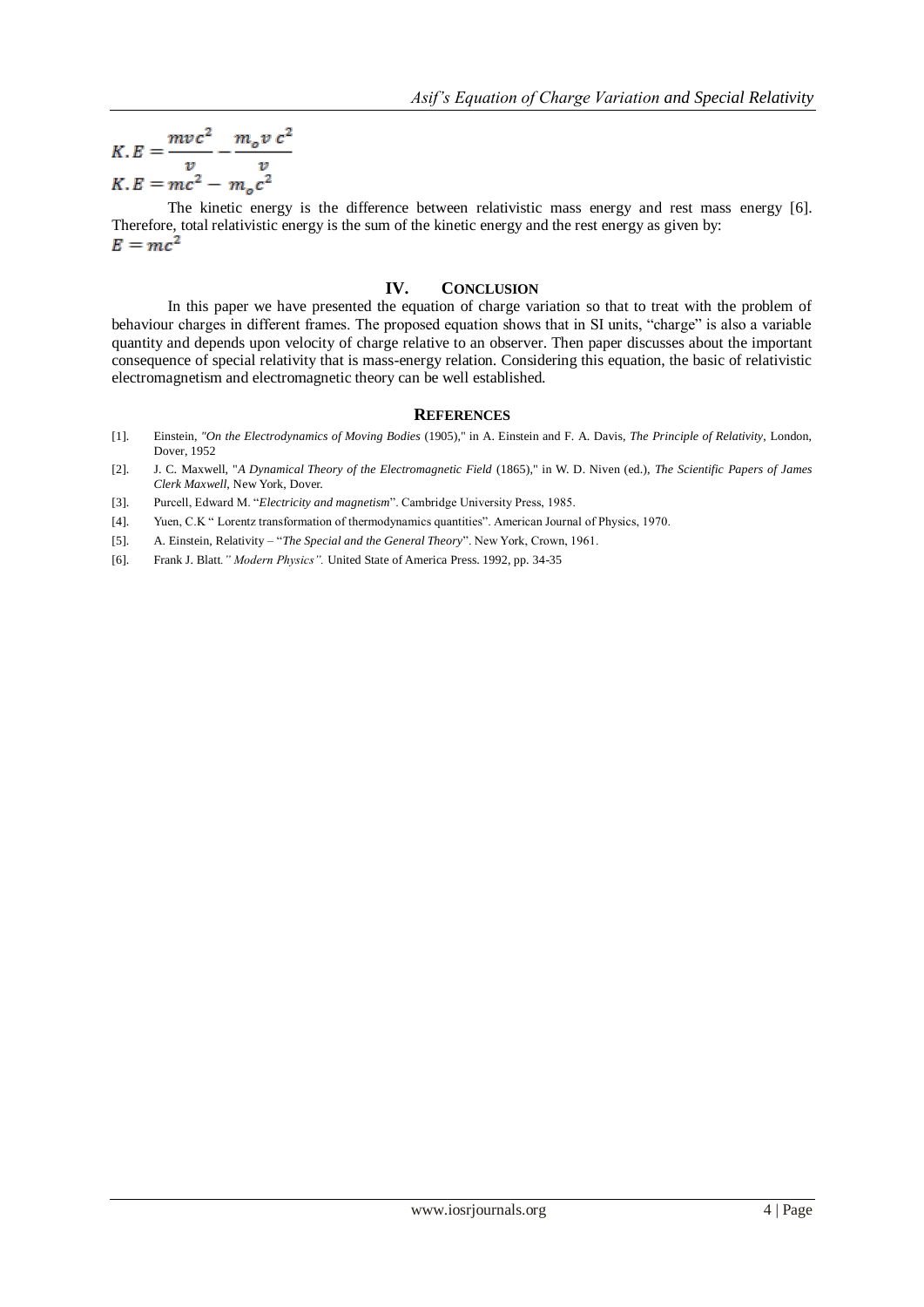$$K.E = \frac{mvc^2}{v} - \frac{m_o v\, c^2}{v}$$
$$K.E = mc^2 - m_o c^2$$

The kinetic energy is the difference between relativistic mass energy and rest mass energy [6]. Therefore, total relativistic energy is the sum of the kinetic energy and the rest energy as given by:

$$E = mc^2$$

## IV. CONCLUSION

In this paper we have presented the equation of charge variation so that to treat with the problem of behaviour charges in different frames. The proposed equation shows that in SI units, "charge" is also a variable quantity and depends upon velocity of charge relative to an observer. Then paper discusses about the important consequence of special relativity that is mass-energy relation. Considering this equation, the basic of relativistic electromagnetism and electromagnetic theory can be well established.

## REFERENCES

[1]. Einstein, *"On the Electrodynamics of Moving Bodies* (1905)," in A. Einstein and F. A. Davis, *The Principle of Relativity*, London, Dover, 1952

[2]. J. C. Maxwell, "*A Dynamical Theory of the Electromagnetic Field* (1865)," in W. D. Niven (ed.), *The Scientific Papers of James Clerk Maxwell*, New York, Dover.

[3]. Purcell, Edward M. "*Electricity and magnetism*". Cambridge University Press, 1985.

[4]. Yuen, C.K " Lorentz transformation of thermodynamics quantities". American Journal of Physics, 1970.

[5]. A. Einstein, Relativity – "*The Special and the General Theory*". New York, Crown, 1961.

[6]. Frank J. Blatt*." Modern Physics".* United State of America Press. 1992, pp. 34-35